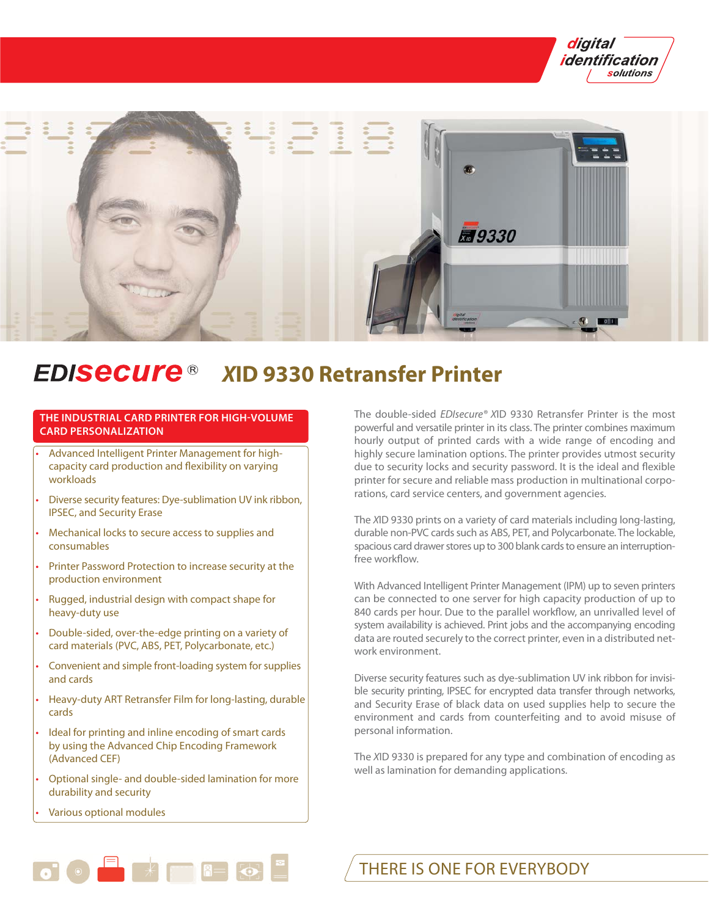digital identification solutions

# EDIsecure® XID 9330 Retransfer Printer

## THE INDUSTRIAL CARD PRINTER FOR HIGH-VOLUME CARD PERSONALIZATION

- Advanced Intelligent Printer Management for high-capacity card production and flexibility on varying workloads
- Diverse security features: Dye-sublimation UV ink ribbon, IPSEC, and Security Erase
- Mechanical locks to secure access to supplies and consumables
- Printer Password Protection to increase security at the production environment
- Rugged, industrial design with compact shape for heavy-duty use
- Double-sided, over-the-edge printing on a variety of card materials (PVC, ABS, PET, Polycarbonate, etc.)
- Convenient and simple front-loading system for supplies and cards
- Heavy-duty ART Retransfer Film for long-lasting, durable cards
- Ideal for printing and inline encoding of smart cards by using the Advanced Chip Encoding Framework (Advanced CEF)
- Optional single- and double-sided lamination for more durability and security
- Various optional modules

The double-sided *EDIsecure® X*ID 9330 Retransfer Printer is the most powerful and versatile printer in its class. The printer combines maximum hourly output of printed cards with a wide range of encoding and highly secure lamination options. The printer provides utmost security due to security locks and security password. It is the ideal and flexible printer for secure and reliable mass production in multinational corporations, card service centers, and government agencies.

The *X*ID 9330 prints on a variety of card materials including long-lasting, durable non-PVC cards such as ABS, PET, and Polycarbonate. The lockable, spacious card drawer stores up to 300 blank cards to ensure an interruption-free workflow.

With Advanced Intelligent Printer Management (IPM) up to seven printers can be connected to one server for high capacity production of up to 840 cards per hour. Due to the parallel workflow, an unrivalled level of system availability is achieved. Print jobs and the accompanying encoding data are routed securely to the correct printer, even in a distributed network environment.

Diverse security features such as dye-sublimation UV ink ribbon for invisible security printing, IPSEC for encrypted data transfer through networks, and Security Erase of black data on used supplies help to secure the environment and cards from counterfeiting and to avoid misuse of personal information.

The *X*ID 9330 is prepared for any type and combination of encoding as well as lamination for demanding applications.

THERE IS ONE FOR EVERYBODY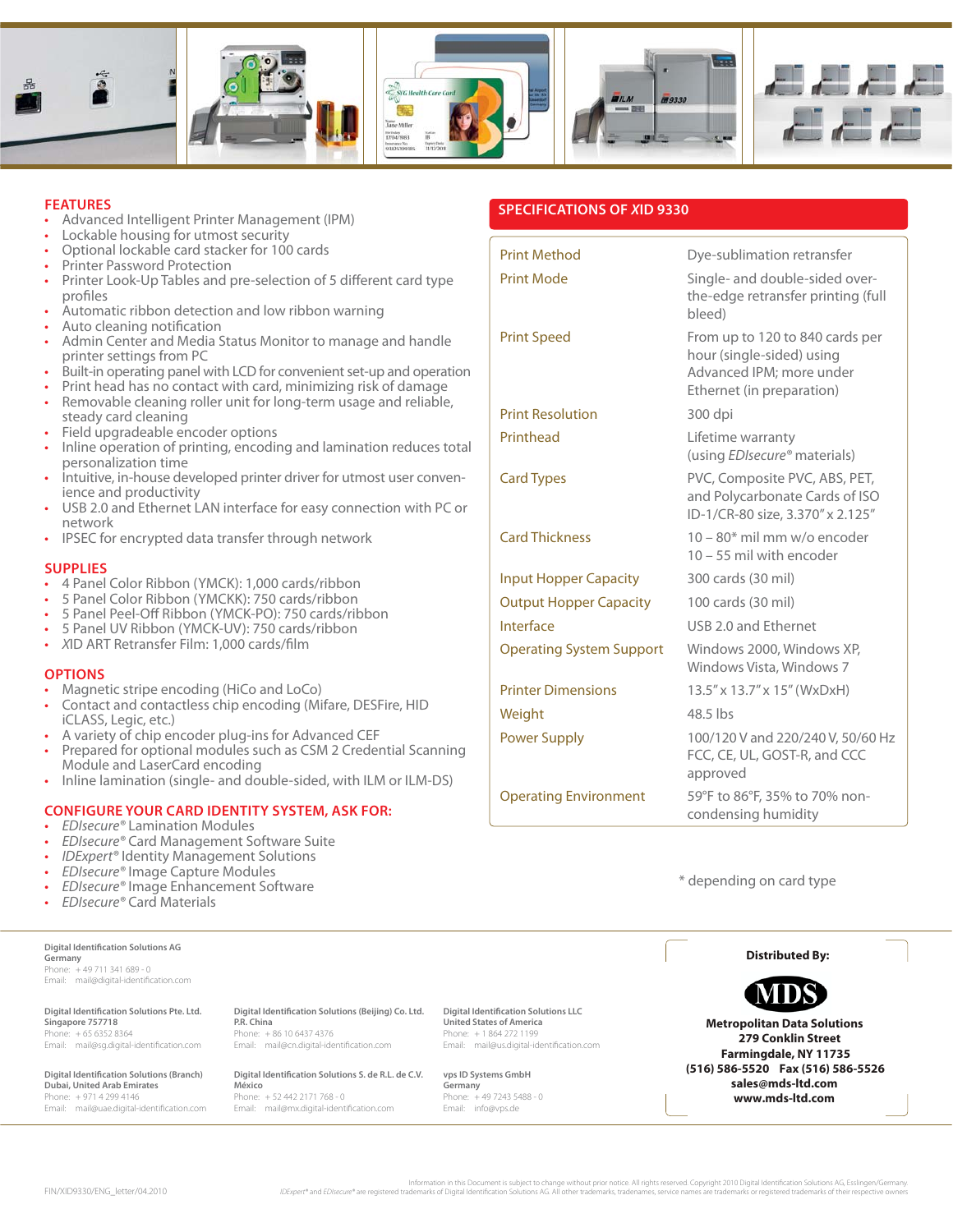## FEATURES

- Advanced Intelligent Printer Management (IPM)
- Lockable housing for utmost security
- Optional lockable card stacker for 100 cards
- Printer Password Protection
- Printer Look-Up Tables and pre-selection of 5 different card type profiles
- Automatic ribbon detection and low ribbon warning
- Auto cleaning notification
- Admin Center and Media Status Monitor to manage and handle printer settings from PC
- Built-in operating panel with LCD for convenient set-up and operation
- Print head has no contact with card, minimizing risk of damage
- Removable cleaning roller unit for long-term usage and reliable, steady card cleaning
- Field upgradeable encoder options
- Inline operation of printing, encoding and lamination reduces total personalization time
- Intuitive, in-house developed printer driver for utmost user convenience and productivity
- USB 2.0 and Ethernet LAN interface for easy connection with PC or network
- IPSEC for encrypted data transfer through network

## SUPPLIES

- 4 Panel Color Ribbon (YMCK): 1,000 cards/ribbon
- 5 Panel Color Ribbon (YMCKK): 750 cards/ribbon
- 5 Panel Peel-Off Ribbon (YMCK-PO): 750 cards/ribbon
- 5 Panel UV Ribbon (YMCK-UV): 750 cards/ribbon
- *X*ID ART Retransfer Film: 1,000 cards/film

## OPTIONS

- Magnetic stripe encoding (HiCo and LoCo)
- Contact and contactless chip encoding (Mifare, DESFire, HID iCLASS, Legic, etc.)
- A variety of chip encoder plug-ins for Advanced CEF
- Prepared for optional modules such as CSM 2 Credential Scanning Module and LaserCard encoding
- Inline lamination (single- and double-sided, with ILM or ILM-DS)

## CONFIGURE YOUR CARD IDENTITY SYSTEM, ASK FOR:

- *EDIsecure*® Lamination Modules
- *EDIsecure*® Card Management Software Suite
- *IDExpert*® Identity Management Solutions
- *EDIsecure*® Image Capture Modules
- *EDIsecure*® Image Enhancement Software
- *EDIsecure*® Card Materials

## SPECIFICATIONS OF *X*ID 9330

| | |
|---|---|
| Print Method | Dye-sublimation retransfer |
| Print Mode | Single- and double-sided over-the-edge retransfer printing (full bleed) |
| Print Speed | From up to 120 to 840 cards per hour (single-sided) using Advanced IPM; more under Ethernet (in preparation) |
| Print Resolution | 300 dpi |
| Printhead | Lifetime warranty (using *EDIsecure*® materials) |
| Card Types | PVC, Composite PVC, ABS, PET, and Polycarbonate Cards of ISO ID-1/CR-80 size, 3.370" x 2.125" |
| Card Thickness | 10 – 80* mil mm w/o encoder<br>10 – 55 mil with encoder |
| Input Hopper Capacity | 300 cards (30 mil) |
| Output Hopper Capacity | 100 cards (30 mil) |
| Interface | USB 2.0 and Ethernet |
| Operating System Support | Windows 2000, Windows XP, Windows Vista, Windows 7 |
| Printer Dimensions | 13.5" x 13.7" x 15" (WxDxH) |
| Weight | 48.5 lbs |
| Power Supply | 100/120 V and 220/240 V, 50/60 Hz FCC, CE, UL, GOST-R, and CCC approved |
| Operating Environment | 59°F to 86°F, 35% to 70% non-condensing humidity |

\* depending on card type

**Digital Identification Solutions AG**
**Germany**
Phone: +49 711 341 689 - 0
Email: mail@digital-identification.com

**Digital Identification Solutions Pte. Ltd.**
**Singapore 757718**
Phone: +65 6352 8364
Email: mail@sg.digital-identification.com

**Digital Identification Solutions (Beijing) Co. Ltd.**
**P.R. China**
Phone: +86 10 6437 4376
Email: mail@cn.digital-identification.com

**Digital Identification Solutions LLC**
**United States of America**
Phone: +1 864 272 1199
Email: mail@us.digital-identification.com

**Digital Identification Solutions (Branch)**
**Dubai, United Arab Emirates**
Phone: +971 4 299 4146
Email: mail@uae.digital-identification.com

**Digital Identification Solutions S. de R.L. de C.V.**
**México**
Phone: +52 442 2171 768 - 0
Email: mail@mx.digital-identification.com

**vps ID Systems GmbH**
**Germany**
Phone: +49 7243 5488 - 0
Email: info@vps.de

**Distributed By:**

MDS

**Metropolitan Data Solutions**
**279 Conklin Street**
**Farmingdale, NY 11735**
**(516) 586-5520 Fax (516) 586-5526**
**sales@mds-ltd.com**
**www.mds-ltd.com**

FIN/XID9330/ENG_letter/04.2010

Information in this Document is subject to change without prior notice. All rights reserved. Copyright 2010 Digital Identification Solutions AG, Esslingen/Germany.
*IDExpert*® and *EDIsecure*® are registered trademarks of Digital Identification Solutions AG. All other trademarks, tradenames, service names are trademarks or registered trademarks of their respective owners